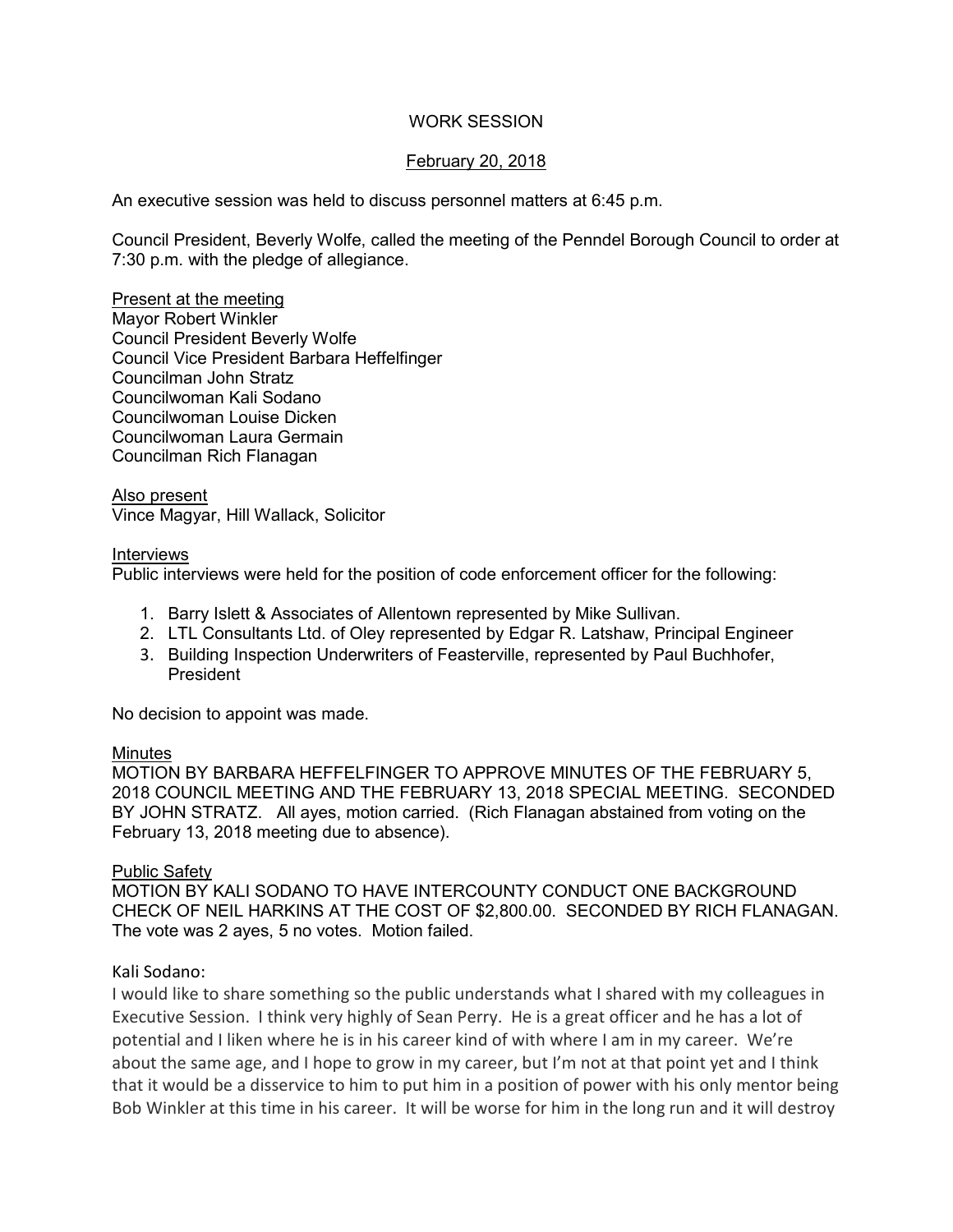WORK SESSION

February 20, 2018

An executive session was held to discuss personnel matters at 6:45 p.m.

Council President, Beverly Wolfe, called the meeting of the Penndel Borough Council to order at 7:30 p.m. with the pledge of allegiance.

Present at the meeting
Mayor Robert Winkler
Council President Beverly Wolfe
Council Vice President Barbara Heffelfinger
Councilman John Stratz
Councilwoman Kali Sodano
Councilwoman Louise Dicken
Councilwoman Laura Germain
Councilman Rich Flanagan

Also present
Vince Magyar, Hill Wallack, Solicitor

Interviews
Public interviews were held for the position of code enforcement officer for the following:

1. Barry Islett & Associates of Allentown represented by Mike Sullivan.
2. LTL Consultants Ltd. of Oley represented by Edgar R. Latshaw, Principal Engineer
3. Building Inspection Underwriters of Feasterville, represented by Paul Buchhofer, President

No decision to appoint was made.

Minutes
MOTION BY BARBARA HEFFELFINGER TO APPROVE MINUTES OF THE FEBRUARY 5, 2018 COUNCIL MEETING AND THE FEBRUARY 13, 2018 SPECIAL MEETING. SECONDED BY JOHN STRATZ. All ayes, motion carried. (Rich Flanagan abstained from voting on the February 13, 2018 meeting due to absence).

Public Safety
MOTION BY KALI SODANO TO HAVE INTERCOUNTY CONDUCT ONE BACKGROUND CHECK OF NEIL HARKINS AT THE COST OF $2,800.00. SECONDED BY RICH FLANAGAN. The vote was 2 ayes, 5 no votes. Motion failed.

Kali Sodano:
I would like to share something so the public understands what I shared with my colleagues in Executive Session. I think very highly of Sean Perry. He is a great officer and he has a lot of potential and I liken where he is in his career kind of with where I am in my career. We're about the same age, and I hope to grow in my career, but I'm not at that point yet and I think that it would be a disservice to him to put him in a position of power with his only mentor being Bob Winkler at this time in his career. It will be worse for him in the long run and it will destroy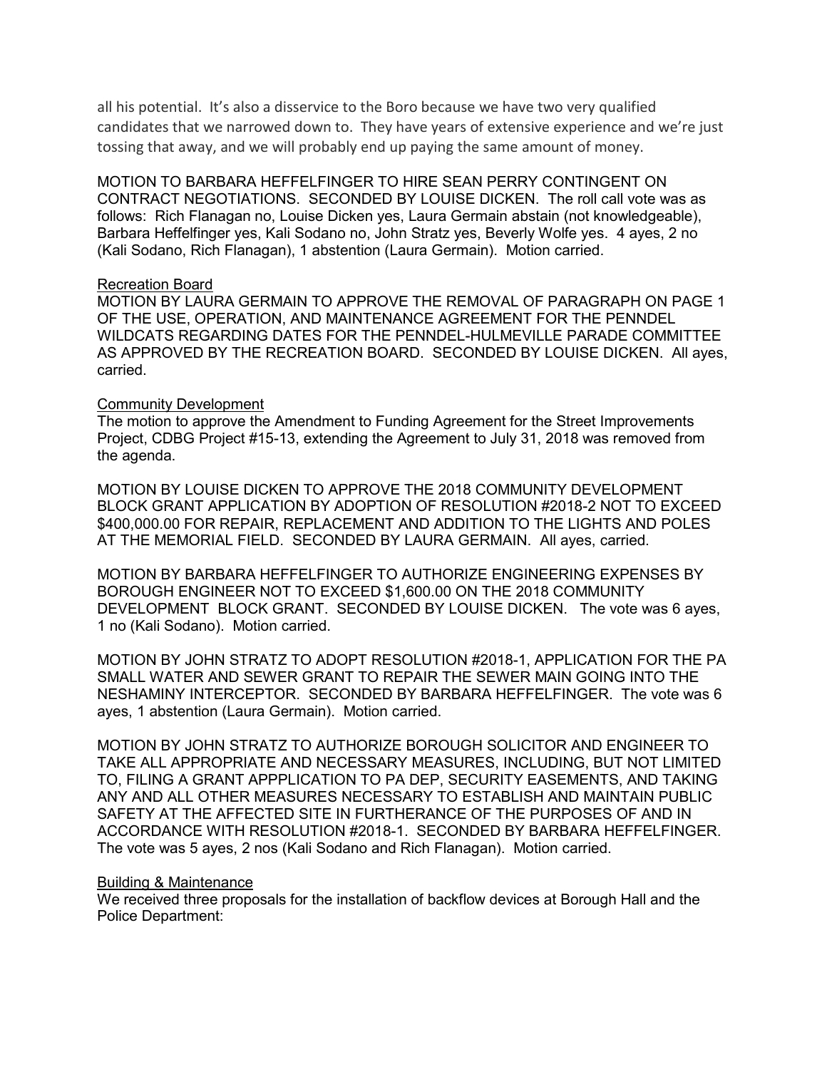all his potential. It's also a disservice to the Boro because we have two very qualified candidates that we narrowed down to. They have years of extensive experience and we're just tossing that away, and we will probably end up paying the same amount of money.

MOTION TO BARBARA HEFFELFINGER TO HIRE SEAN PERRY CONTINGENT ON CONTRACT NEGOTIATIONS. SECONDED BY LOUISE DICKEN. The roll call vote was as follows: Rich Flanagan no, Louise Dicken yes, Laura Germain abstain (not knowledgeable), Barbara Heffelfinger yes, Kali Sodano no, John Stratz yes, Beverly Wolfe yes. 4 ayes, 2 no (Kali Sodano, Rich Flanagan), 1 abstention (Laura Germain). Motion carried.

<u>Recreation Board</u>

MOTION BY LAURA GERMAIN TO APPROVE THE REMOVAL OF PARAGRAPH ON PAGE 1 OF THE USE, OPERATION, AND MAINTENANCE AGREEMENT FOR THE PENNDEL WILDCATS REGARDING DATES FOR THE PENNDEL-HULMEVILLE PARADE COMMITTEE AS APPROVED BY THE RECREATION BOARD. SECONDED BY LOUISE DICKEN. All ayes, carried.

<u>Community Development</u>

The motion to approve the Amendment to Funding Agreement for the Street Improvements Project, CDBG Project #15-13, extending the Agreement to July 31, 2018 was removed from the agenda.

MOTION BY LOUISE DICKEN TO APPROVE THE 2018 COMMUNITY DEVELOPMENT BLOCK GRANT APPLICATION BY ADOPTION OF RESOLUTION #2018-2 NOT TO EXCEED $400,000.00 FOR REPAIR, REPLACEMENT AND ADDITION TO THE LIGHTS AND POLES AT THE MEMORIAL FIELD. SECONDED BY LAURA GERMAIN. All ayes, carried.

MOTION BY BARBARA HEFFELFINGER TO AUTHORIZE ENGINEERING EXPENSES BY BOROUGH ENGINEER NOT TO EXCEED $1,600.00 ON THE 2018 COMMUNITY DEVELOPMENT BLOCK GRANT. SECONDED BY LOUISE DICKEN. The vote was 6 ayes, 1 no (Kali Sodano). Motion carried.

MOTION BY JOHN STRATZ TO ADOPT RESOLUTION #2018-1, APPLICATION FOR THE PA SMALL WATER AND SEWER GRANT TO REPAIR THE SEWER MAIN GOING INTO THE NESHAMINY INTERCEPTOR. SECONDED BY BARBARA HEFFELFINGER. The vote was 6 ayes, 1 abstention (Laura Germain). Motion carried.

MOTION BY JOHN STRATZ TO AUTHORIZE BOROUGH SOLICITOR AND ENGINEER TO TAKE ALL APPROPRIATE AND NECESSARY MEASURES, INCLUDING, BUT NOT LIMITED TO, FILING A GRANT APPPLICATION TO PA DEP, SECURITY EASEMENTS, AND TAKING ANY AND ALL OTHER MEASURES NECESSARY TO ESTABLISH AND MAINTAIN PUBLIC SAFETY AT THE AFFECTED SITE IN FURTHERANCE OF THE PURPOSES OF AND IN ACCORDANCE WITH RESOLUTION #2018-1. SECONDED BY BARBARA HEFFELFINGER. The vote was 5 ayes, 2 nos (Kali Sodano and Rich Flanagan). Motion carried.

<u>Building & Maintenance</u>

We received three proposals for the installation of backflow devices at Borough Hall and the Police Department: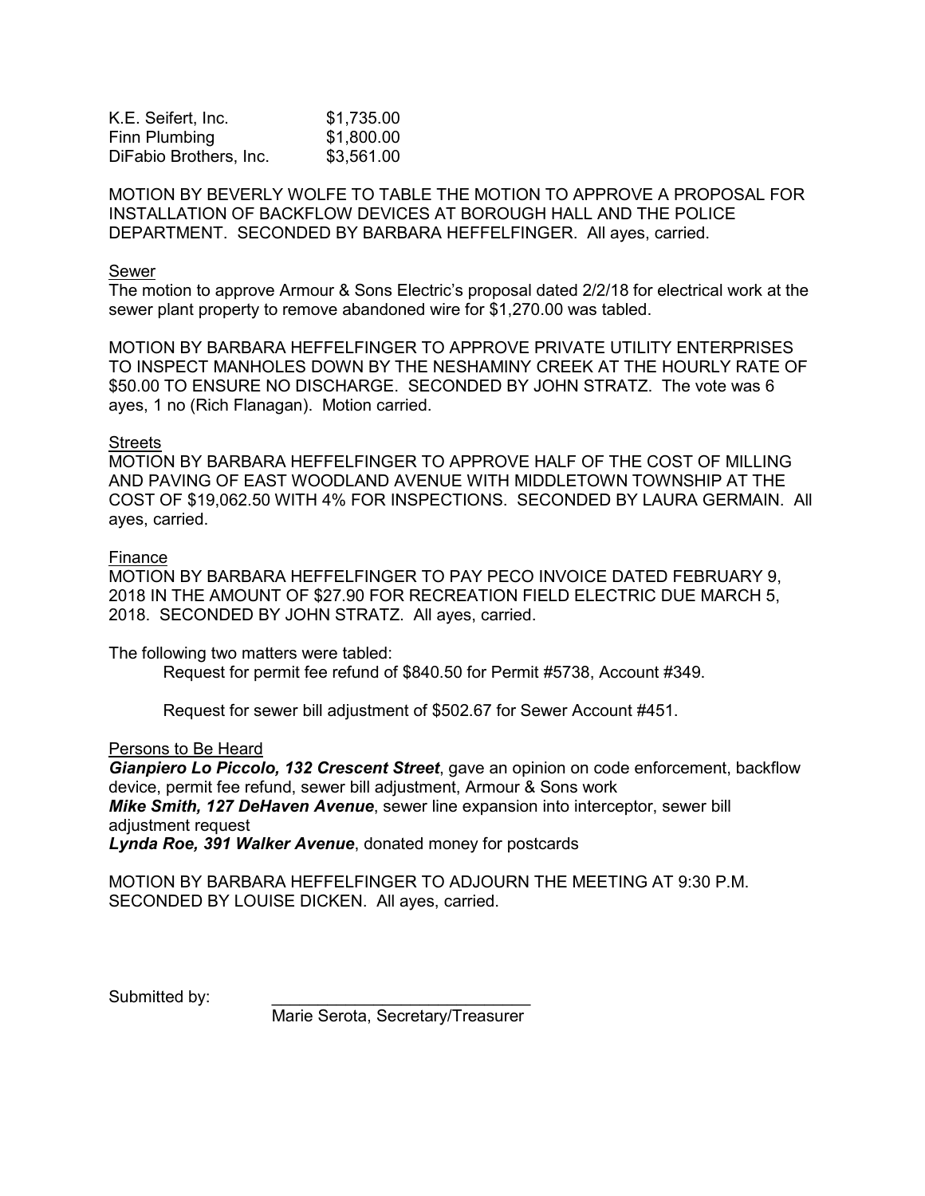| | |
|---|---|
| K.E. Seifert, Inc. | $1,735.00 |
| Finn Plumbing | $1,800.00 |
| DiFabio Brothers, Inc. | $3,561.00 |

MOTION BY BEVERLY WOLFE TO TABLE THE MOTION TO APPROVE A PROPOSAL FOR INSTALLATION OF BACKFLOW DEVICES AT BOROUGH HALL AND THE POLICE DEPARTMENT. SECONDED BY BARBARA HEFFELFINGER. All ayes, carried.

Sewer

The motion to approve Armour & Sons Electric's proposal dated 2/2/18 for electrical work at the sewer plant property to remove abandoned wire for $1,270.00 was tabled.

MOTION BY BARBARA HEFFELFINGER TO APPROVE PRIVATE UTILITY ENTERPRISES TO INSPECT MANHOLES DOWN BY THE NESHAMINY CREEK AT THE HOURLY RATE OF $50.00 TO ENSURE NO DISCHARGE. SECONDED BY JOHN STRATZ. The vote was 6 ayes, 1 no (Rich Flanagan). Motion carried.

Streets

MOTION BY BARBARA HEFFELFINGER TO APPROVE HALF OF THE COST OF MILLING AND PAVING OF EAST WOODLAND AVENUE WITH MIDDLETOWN TOWNSHIP AT THE COST OF $19,062.50 WITH 4% FOR INSPECTIONS. SECONDED BY LAURA GERMAIN. All ayes, carried.

Finance

MOTION BY BARBARA HEFFELFINGER TO PAY PECO INVOICE DATED FEBRUARY 9, 2018 IN THE AMOUNT OF $27.90 FOR RECREATION FIELD ELECTRIC DUE MARCH 5, 2018. SECONDED BY JOHN STRATZ. All ayes, carried.

The following two matters were tabled:

Request for permit fee refund of $840.50 for Permit #5738, Account #349.

Request for sewer bill adjustment of $502.67 for Sewer Account #451.

Persons to Be Heard

***Gianpiero Lo Piccolo, 132 Crescent Street***, gave an opinion on code enforcement, backflow device, permit fee refund, sewer bill adjustment, Armour & Sons work
***Mike Smith, 127 DeHaven Avenue***, sewer line expansion into interceptor, sewer bill adjustment request
***Lynda Roe, 391 Walker Avenue***, donated money for postcards

MOTION BY BARBARA HEFFELFINGER TO ADJOURN THE MEETING AT 9:30 P.M. SECONDED BY LOUISE DICKEN. All ayes, carried.

Submitted by: \_\_\_\_\_\_\_\_\_\_\_\_\_\_\_\_\_\_\_\_\_\_\_\_\_\_\_\_\_\_

Marie Serota, Secretary/Treasurer